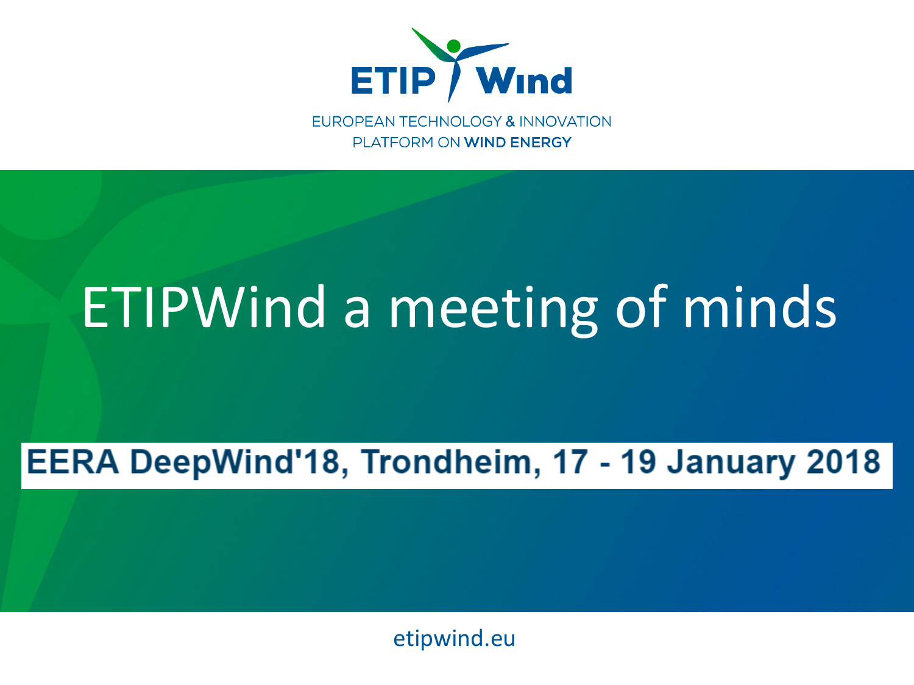ETIP Wind

EUROPEAN TECHNOLOGY & INNOVATION PLATFORM ON WIND ENERGY

# ETIPWind a meeting of minds

**EERA DeepWind'18, Trondheim, 17 - 19 January 2018**

etipwind.eu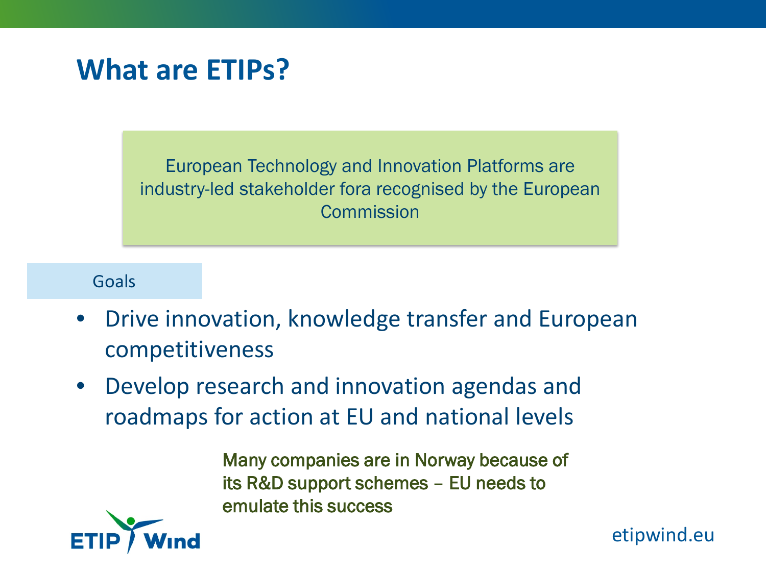# What are ETIPs?

European Technology and Innovation Platforms are industry-led stakeholder fora recognised by the European Commission

Goals

- Drive innovation, knowledge transfer and European competitiveness
- Develop research and innovation agendas and roadmaps for action at EU and national levels

Many companies are in Norway because of its R&D support schemes – EU needs to emulate this success

ETIP Wind

etipwind.eu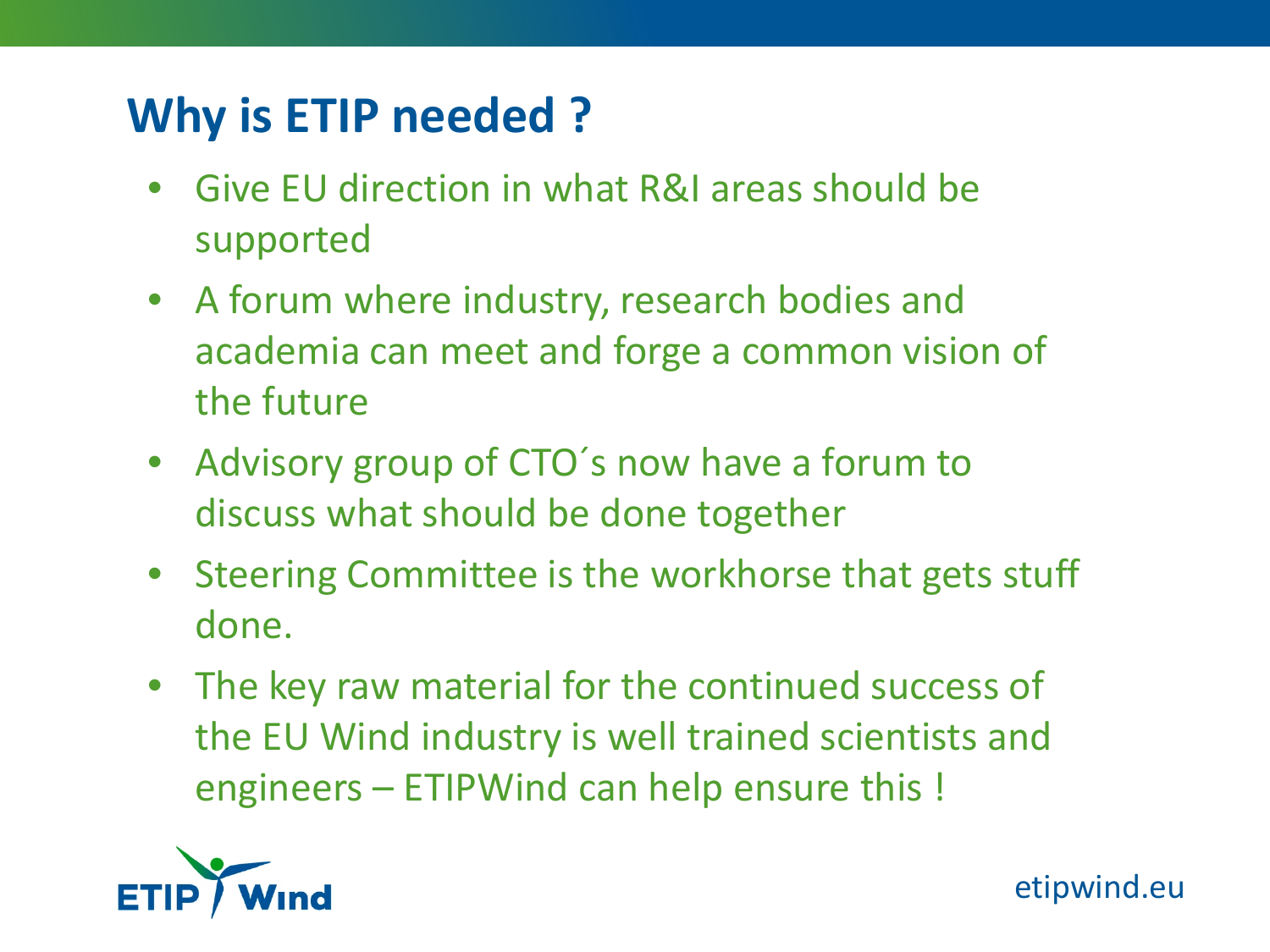# Why is ETIP needed ?

- Give EU direction in what R&I areas should be supported
- A forum where industry, research bodies and academia can meet and forge a common vision of the future
- Advisory group of CTO´s now have a forum to discuss what should be done together
- Steering Committee is the workhorse that gets stuff done.
- The key raw material for the continued success of the EU Wind industry is well trained scientists and engineers – ETIPWind can help ensure this !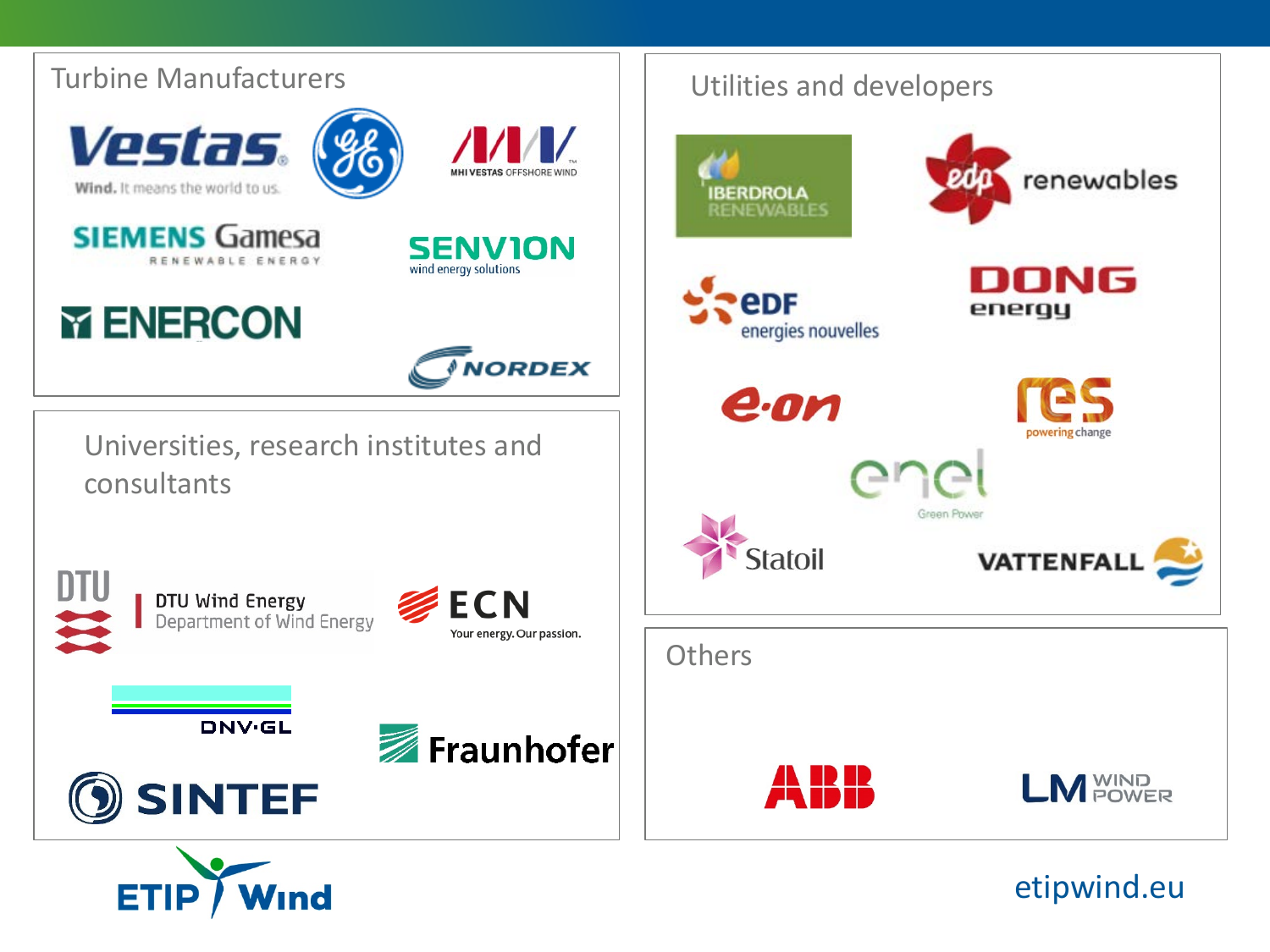## Turbine Manufacturers

- Vestas — Wind. It means the world to us.
- GE
- MHI VESTAS OFFSHORE WIND
- SIEMENS Gamesa — RENEWABLE ENERGY
- SENVION — wind energy solutions
- ENERCON
- NORDEX

## Utilities and developers

- IBERDROLA RENEWABLES
- edp renewables
- EDF energies nouvelles
- DONG energy
- e·on
- res — powering change
- enel — Green Power
- Statoil
- VATTENFALL

## Universities, research institutes and consultants

- DTU — DTU Wind Energy, Department of Wind Energy
- ECN — Your energy. Our passion.
- DNV·GL
- Fraunhofer
- SINTEF

## Others

- ABB
- LM WIND POWER

ETIP Wind

etipwind.eu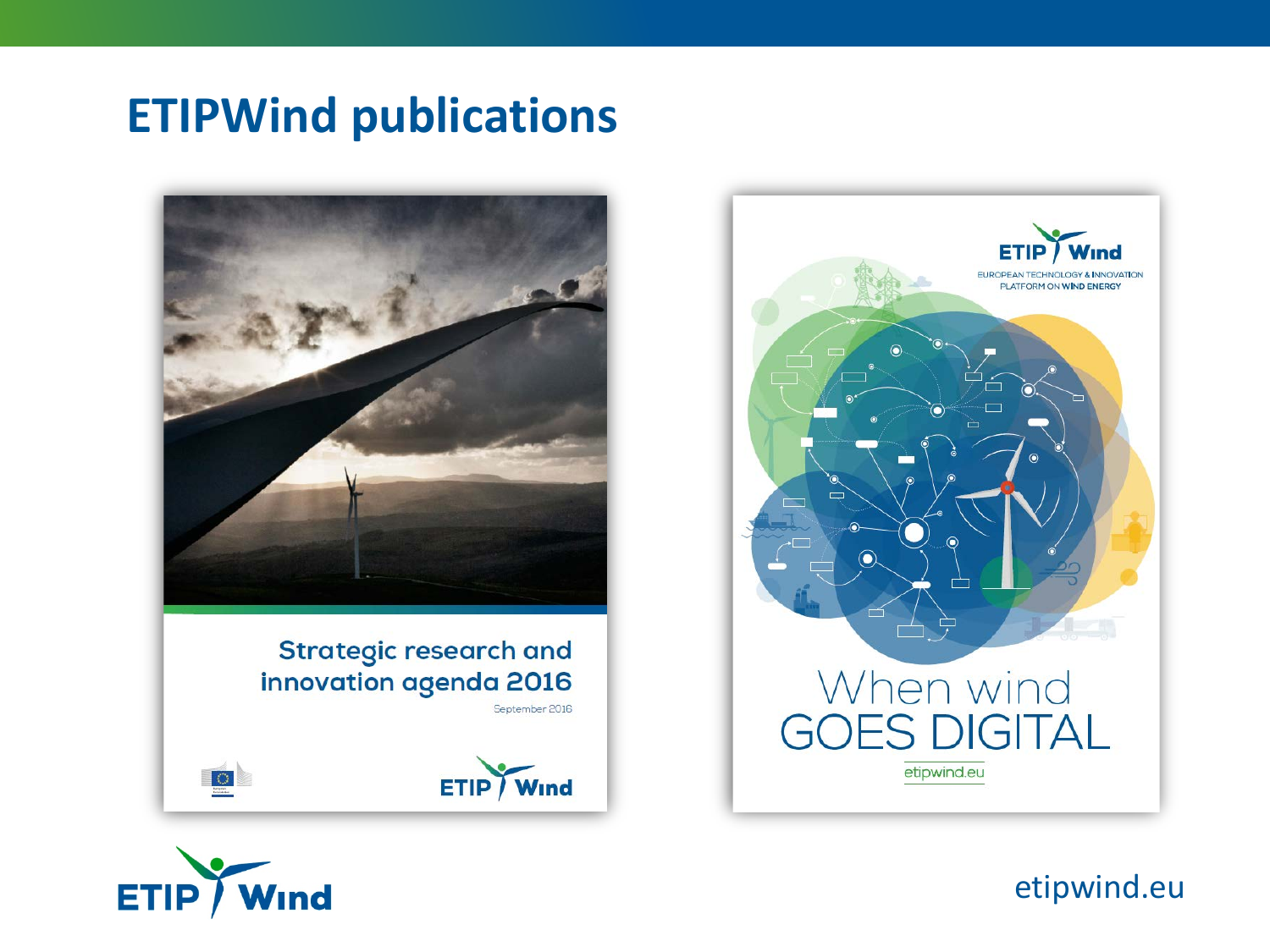# ETIPWind publications

Strategic research and innovation agenda 2016

September 2016

ETIP Wind

ETIP Wind

EUROPEAN TECHNOLOGY & INNOVATION PLATFORM ON WIND ENERGY

When wind GOES DIGITAL

etipwind.eu

ETIP Wind

etipwind.eu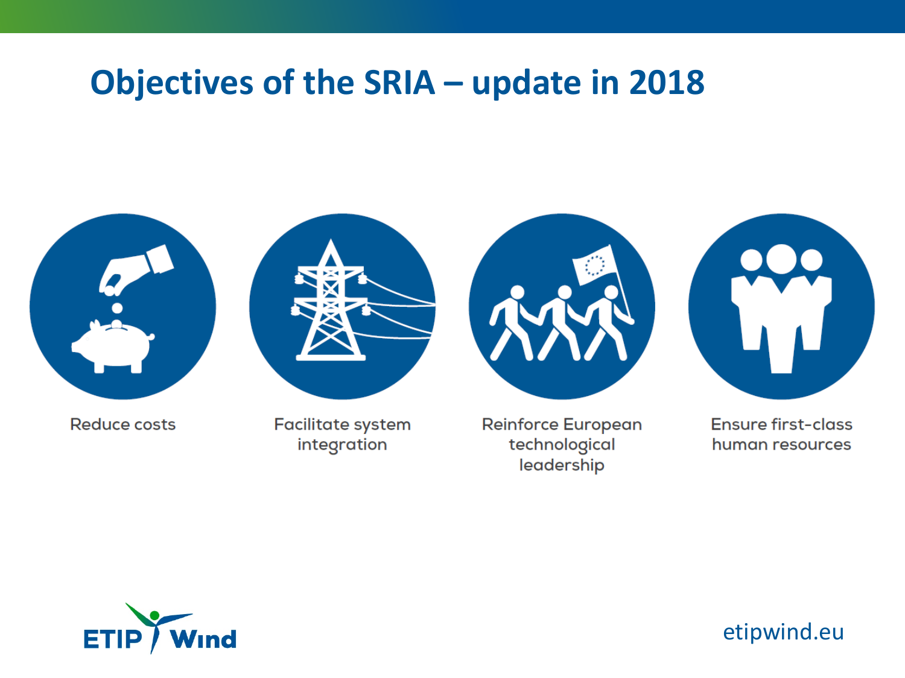# Objectives of the SRIA – update in 2018

- Reduce costs
- Facilitate system integration
- Reinforce European technological leadership
- Ensure first-class human resources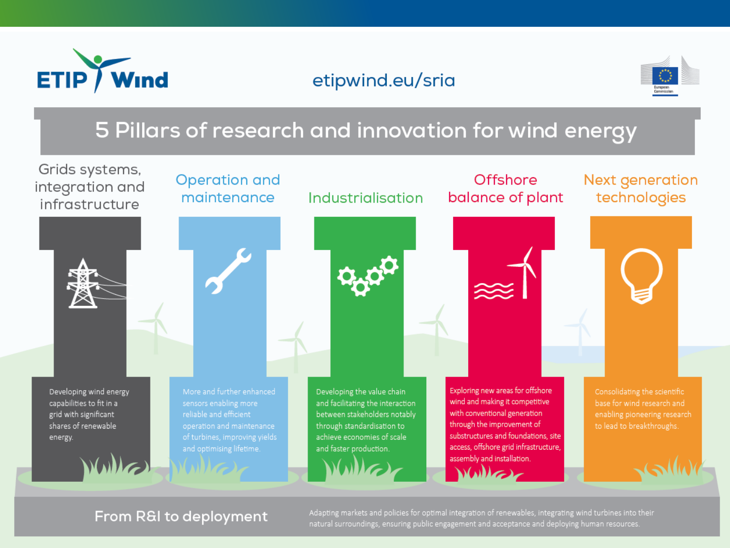ETIP Wind

etipwind.eu/sria

# 5 Pillars of research and innovation for wind energy

## Grids systems, integration and infrastructure

Developing wind energy capabilities to fit in a grid with significant shares of renewable energy.

## Operation and maintenance

More and further enhanced sensors enabling more reliable and efficient operation and maintenance of turbines, improving yields and optimising lifetime.

## Industrialisation

Developing the value chain and facilitating the interaction between stakeholders notably through standardisation to achieve economies of scale and faster production.

## Offshore balance of plant

Exploring new areas for offshore wind and making it competitive with conventional generation through the improvement of substructures and foundations, site access, offshore grid infrastructure, assembly and installation.

## Next generation technologies

Consolidating the scientific base for wind research and enabling pioneering research to lead to breakthroughs.

## From R&I to deployment

Adapting markets and policies for optimal integration of renewables, integrating wind turbines into their natural surroundings, ensuring public engagement and acceptance and deploying human resources.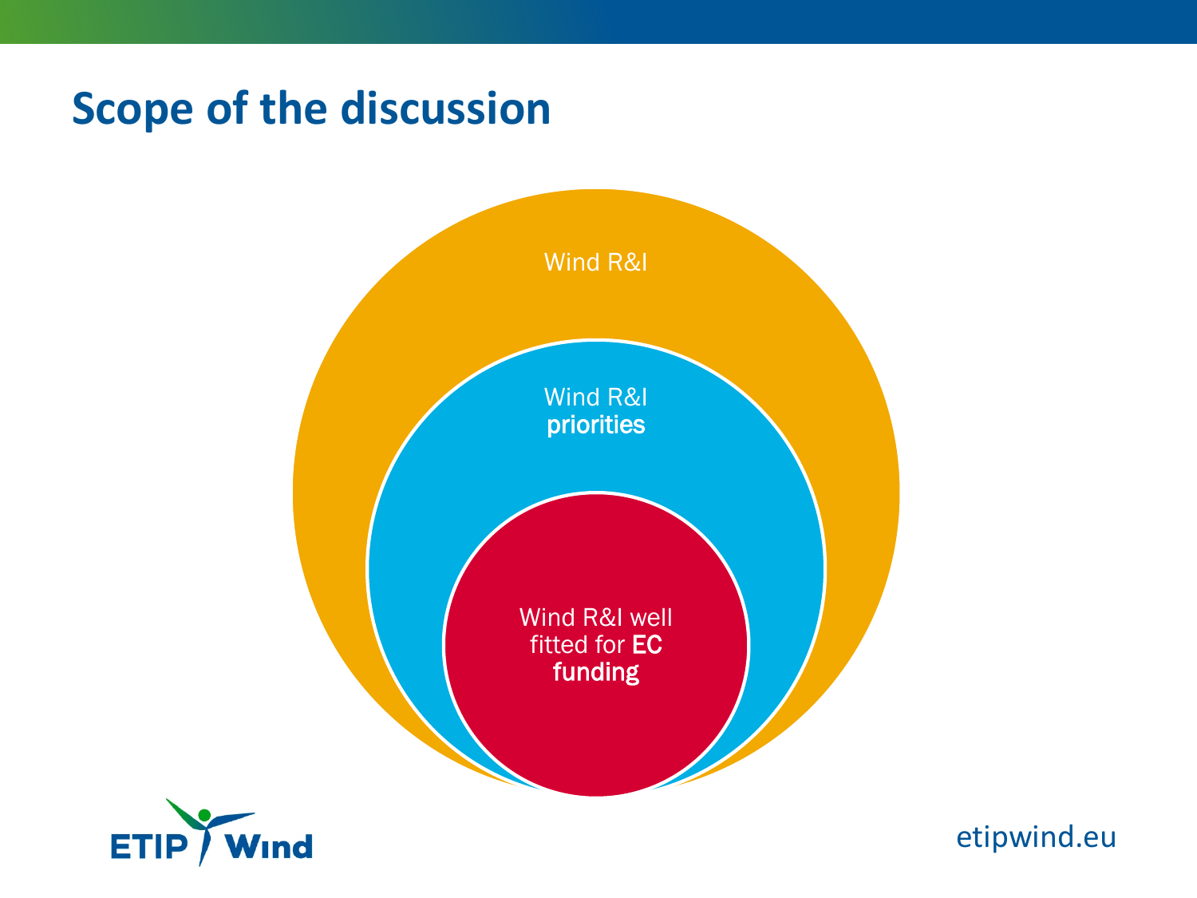# Scope of the discussion

Wind R&I

Wind R&I **priorities**

Wind R&I well fitted for **EC funding**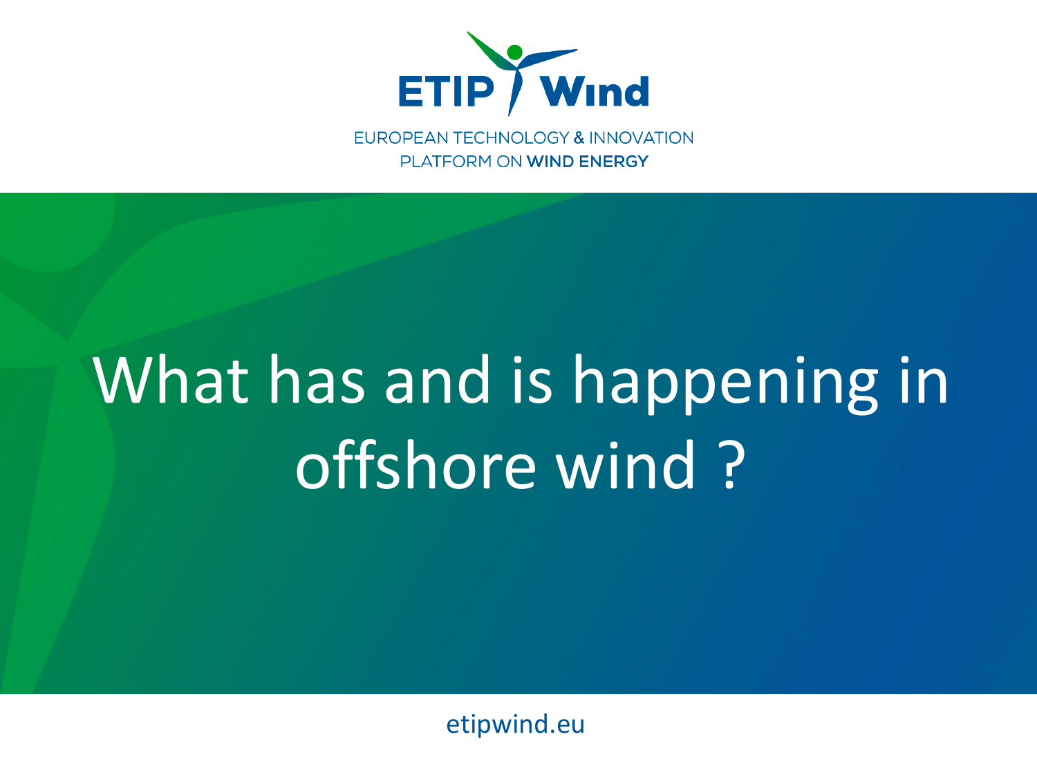ETIP Wind

EUROPEAN TECHNOLOGY & INNOVATION PLATFORM ON WIND ENERGY

# What has and is happening in offshore wind ?

etipwind.eu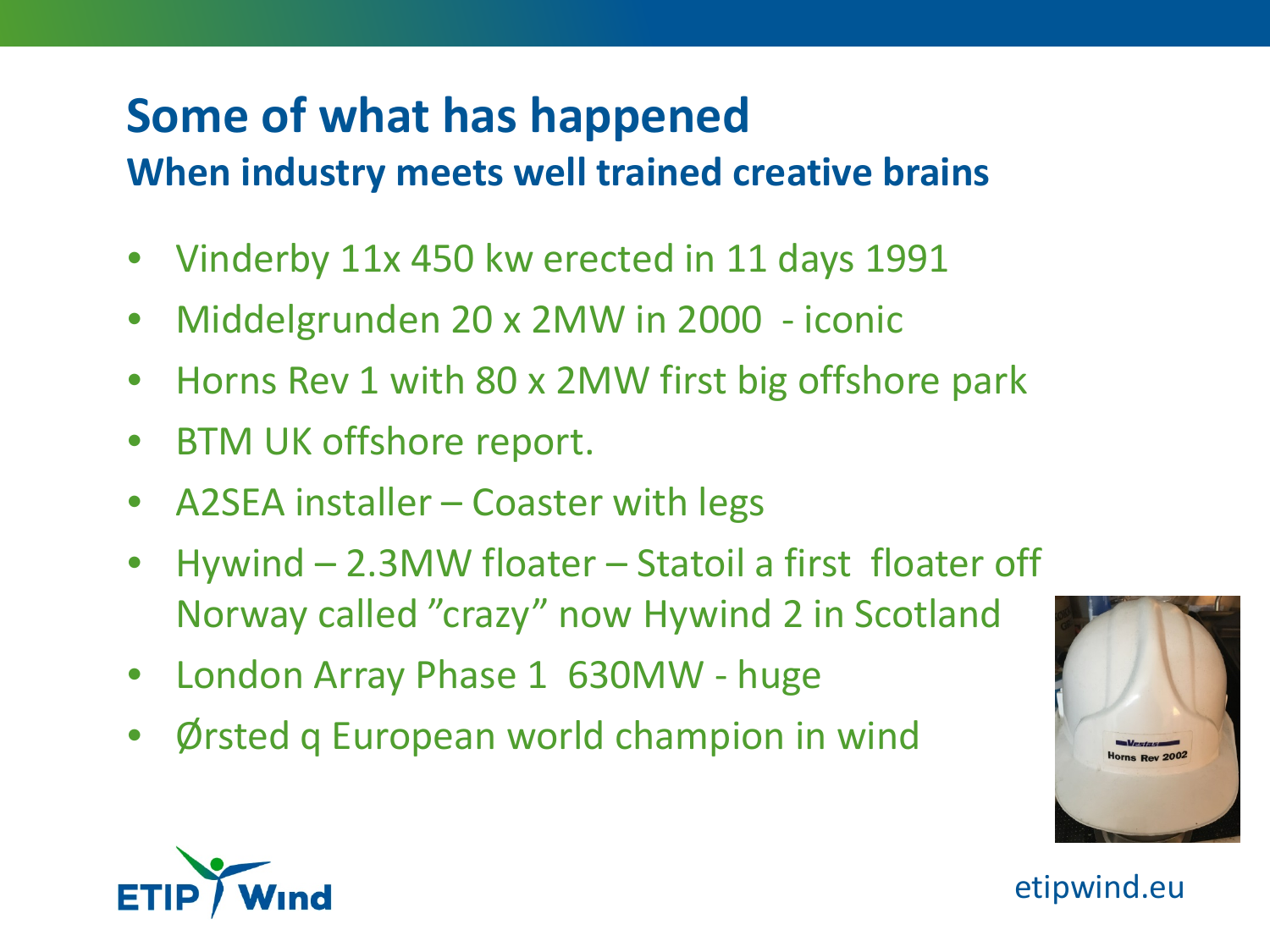# Some of what has happened

## When industry meets well trained creative brains

- Vinderby 11x 450 kw erected in 11 days 1991
- Middelgrunden 20 x 2MW in 2000 - iconic
- Horns Rev 1 with 80 x 2MW first big offshore park
- BTM UK offshore report.
- A2SEA installer – Coaster with legs
- Hywind – 2.3MW floater – Statoil a first floater off Norway called "crazy" now Hywind 2 in Scotland
- London Array Phase 1 630MW - huge
- Ørsted q European world champion in wind

etipwind.eu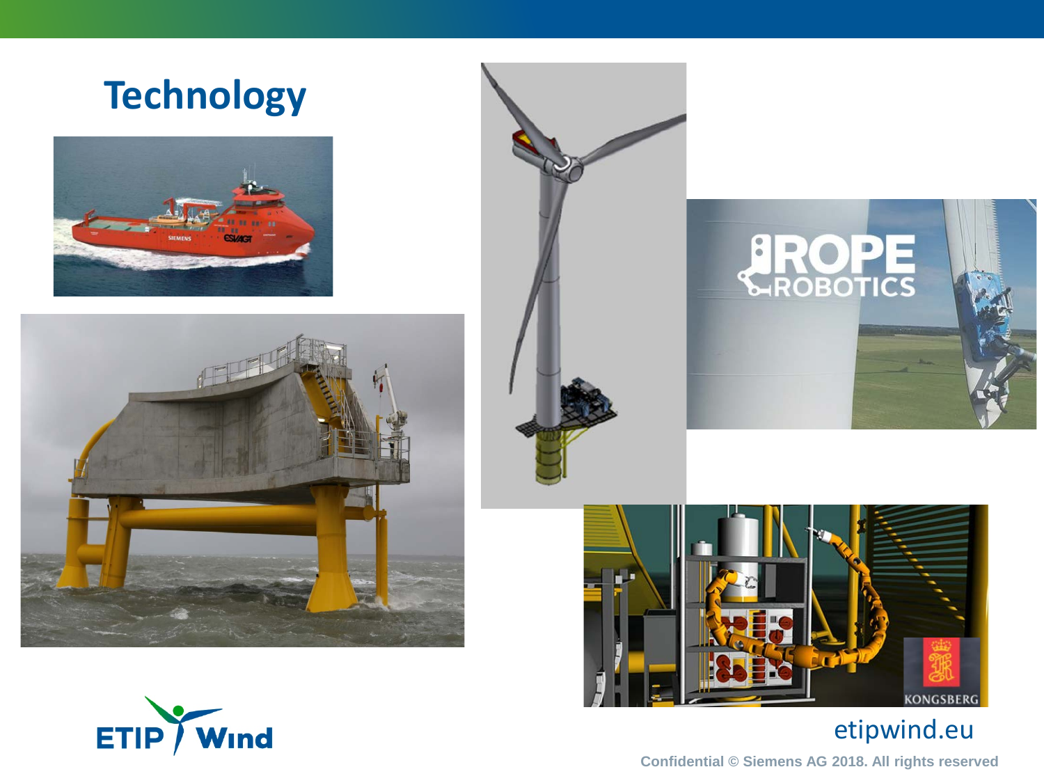# Technology

etipwind.eu

Confidential © Siemens AG 2018. All rights reserved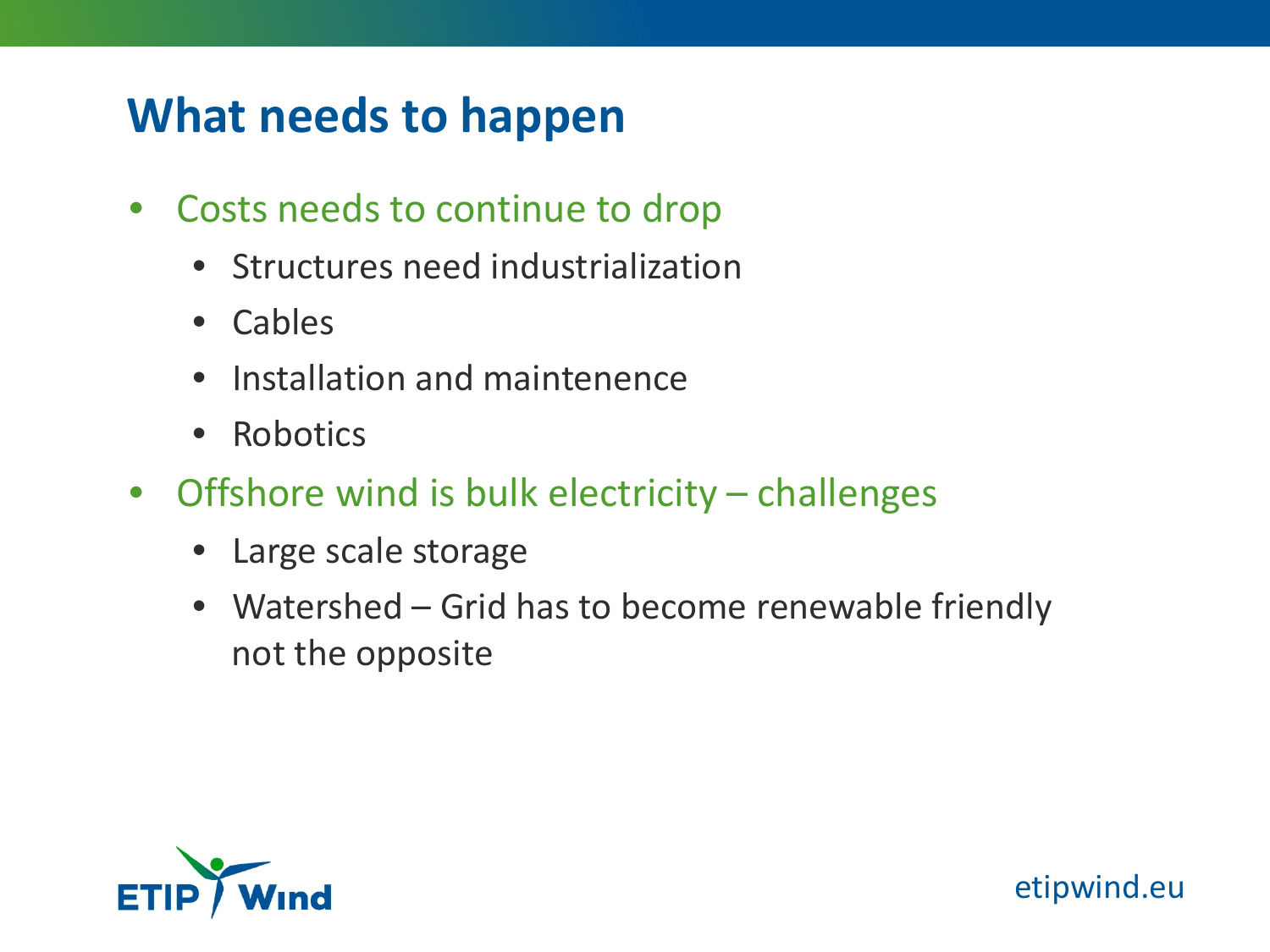# What needs to happen

- Costs needs to continue to drop
  - Structures need industrialization
  - Cables
  - Installation and maintenence
  - Robotics
- Offshore wind is bulk electricity – challenges
  - Large scale storage
  - Watershed – Grid has to become renewable friendly not the opposite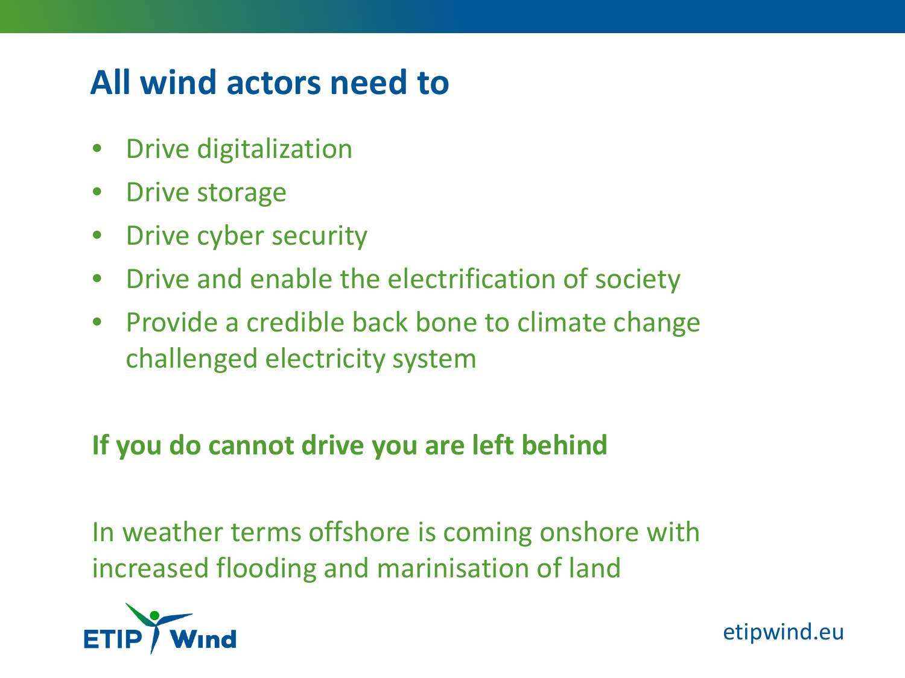# All wind actors need to

- Drive digitalization
- Drive storage
- Drive cyber security
- Drive and enable the electrification of society
- Provide a credible back bone to climate change challenged electricity system

**If you do cannot drive you are left behind**

In weather terms offshore is coming onshore with increased flooding and marinisation of land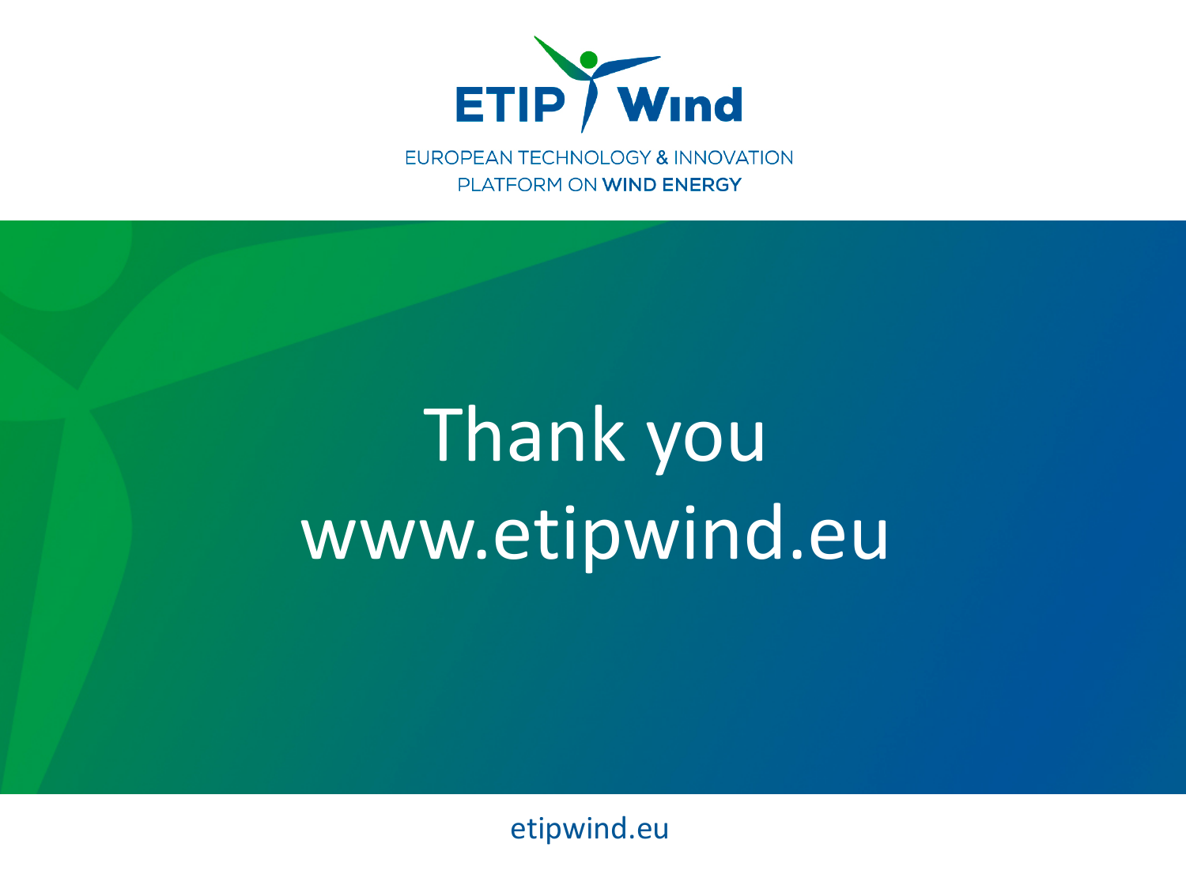ETIP Wind

EUROPEAN TECHNOLOGY & INNOVATION PLATFORM ON WIND ENERGY

# Thank you
# www.etipwind.eu

etipwind.eu